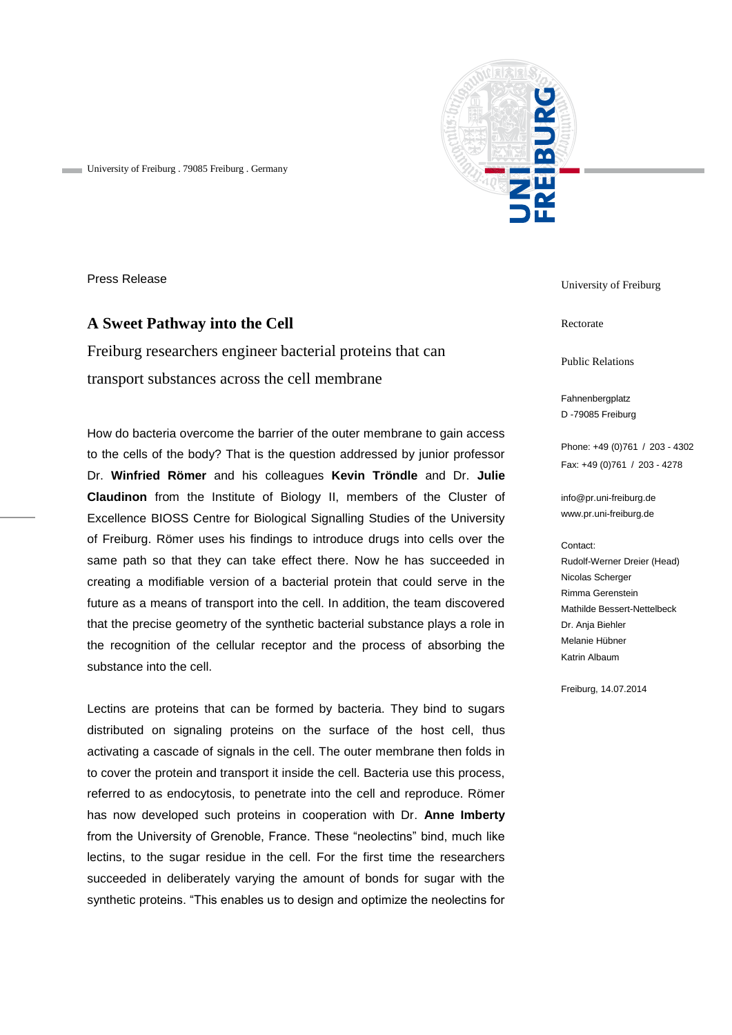University of Freiburg . 79085 Freiburg . Germany

Press Release

# A Sweet Pathway into the Cell

Freiburg researchers engineer bacterial proteins that can transport substances across the cell membrane

How do bacteria overcome the barrier of the outer membrane to gain access to the cells of the body? That is the question addressed by junior professor Dr. **Winfried Römer** and his colleagues **Kevin Tröndle** and Dr. **Julie Claudinon** from the Institute of Biology II, members of the Cluster of Excellence BIOSS Centre for Biological Signalling Studies of the University of Freiburg. Römer uses his findings to introduce drugs into cells over the same path so that they can take effect there. Now he has succeeded in creating a modifiable version of a bacterial protein that could serve in the future as a means of transport into the cell. In addition, the team discovered that the precise geometry of the synthetic bacterial substance plays a role in the recognition of the cellular receptor and the process of absorbing the substance into the cell.

Lectins are proteins that can be formed by bacteria. They bind to sugars distributed on signaling proteins on the surface of the host cell, thus activating a cascade of signals in the cell. The outer membrane then folds in to cover the protein and transport it inside the cell. Bacteria use this process, referred to as endocytosis, to penetrate into the cell and reproduce. Römer has now developed such proteins in cooperation with Dr. **Anne Imberty** from the University of Grenoble, France. These “neolectins” bind, much like lectins, to the sugar residue in the cell. For the first time the researchers succeeded in deliberately varying the amount of bonds for sugar with the synthetic proteins. “This enables us to design and optimize the neolectins for

University of Freiburg

Rectorate

Public Relations

Fahnenbergplatz
D -79085 Freiburg

Phone: +49 (0)761 / 203 - 4302
Fax: +49 (0)761 / 203 - 4278

info@pr.uni-freiburg.de
www.pr.uni-freiburg.de

Contact:
Rudolf-Werner Dreier (Head)
Nicolas Scherger
Rimma Gerenstein
Mathilde Bessert-Nettelbeck
Dr. Anja Biehler
Melanie Hübner
Katrin Albaum

Freiburg, 14.07.2014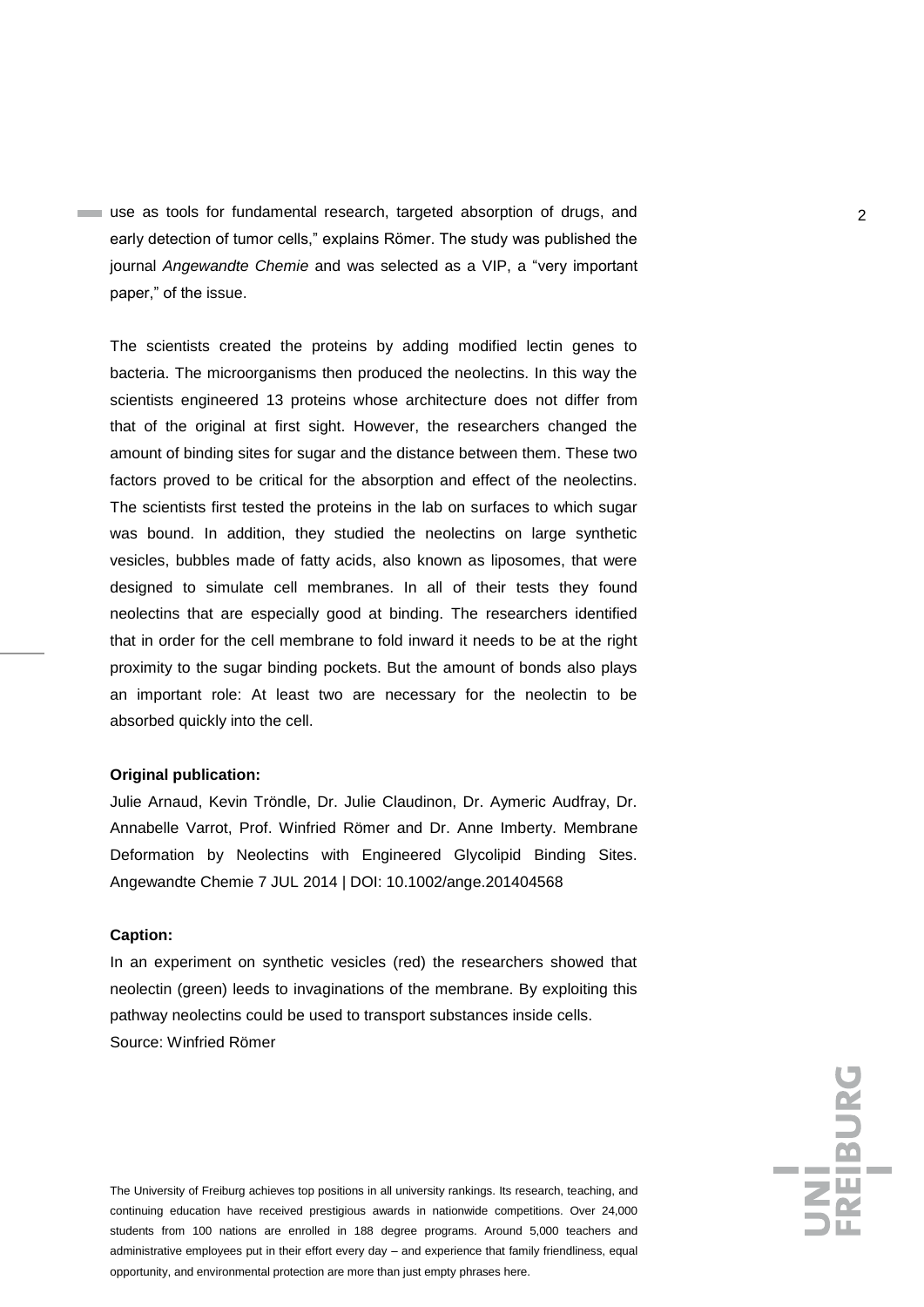use as tools for fundamental research, targeted absorption of drugs, and early detection of tumor cells," explains Römer. The study was published the journal *Angewandte Chemie* and was selected as a VIP, a "very important paper," of the issue.

The scientists created the proteins by adding modified lectin genes to bacteria. The microorganisms then produced the neolectins. In this way the scientists engineered 13 proteins whose architecture does not differ from that of the original at first sight. However, the researchers changed the amount of binding sites for sugar and the distance between them. These two factors proved to be critical for the absorption and effect of the neolectins. The scientists first tested the proteins in the lab on surfaces to which sugar was bound. In addition, they studied the neolectins on large synthetic vesicles, bubbles made of fatty acids, also known as liposomes, that were designed to simulate cell membranes. In all of their tests they found neolectins that are especially good at binding. The researchers identified that in order for the cell membrane to fold inward it needs to be at the right proximity to the sugar binding pockets. But the amount of bonds also plays an important role: At least two are necessary for the neolectin to be absorbed quickly into the cell.

**Original publication:**

Julie Arnaud, Kevin Tröndle, Dr. Julie Claudinon, Dr. Aymeric Audfray, Dr. Annabelle Varrot, Prof. Winfried Römer and Dr. Anne Imberty. Membrane Deformation by Neolectins with Engineered Glycolipid Binding Sites. Angewandte Chemie 7 JUL 2014 | DOI: 10.1002/ange.201404568

**Caption:**

In an experiment on synthetic vesicles (red) the researchers showed that neolectin (green) leeds to invaginations of the membrane. By exploiting this pathway neolectins could be used to transport substances inside cells.
Source: Winfried Römer

The University of Freiburg achieves top positions in all university rankings. Its research, teaching, and continuing education have received prestigious awards in nationwide competitions. Over 24,000 students from 100 nations are enrolled in 188 degree programs. Around 5,000 teachers and administrative employees put in their effort every day – and experience that family friendliness, equal opportunity, and environmental protection are more than just empty phrases here.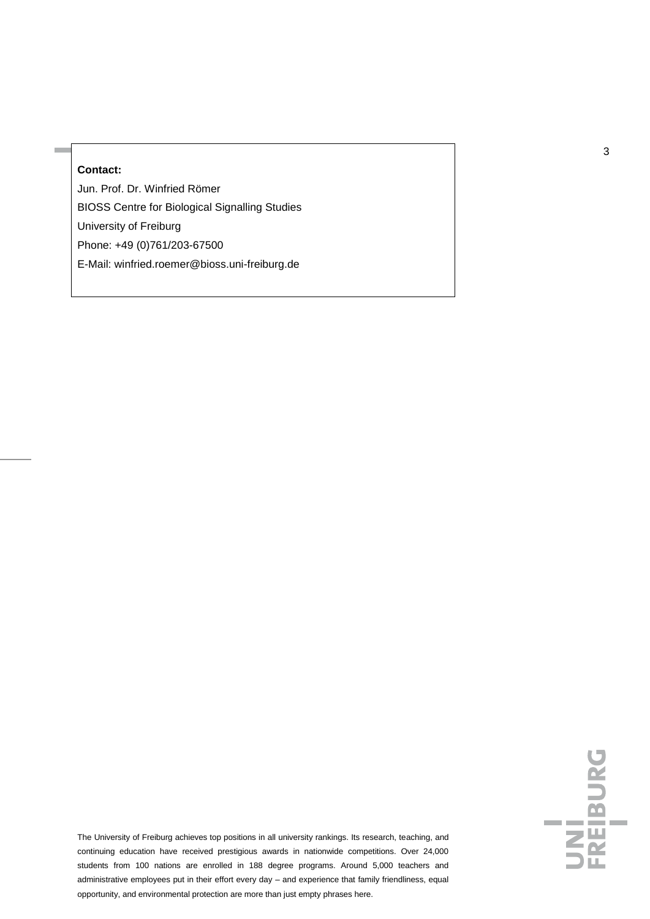**Contact:**

Jun. Prof. Dr. Winfried Römer

BIOSS Centre for Biological Signalling Studies

University of Freiburg

Phone: +49 (0)761/203-67500

E-Mail: winfried.roemer@bioss.uni-freiburg.de

The University of Freiburg achieves top positions in all university rankings. Its research, teaching, and continuing education have received prestigious awards in nationwide competitions. Over 24,000 students from 100 nations are enrolled in 188 degree programs. Around 5,000 teachers and administrative employees put in their effort every day – and experience that family friendliness, equal opportunity, and environmental protection are more than just empty phrases here.